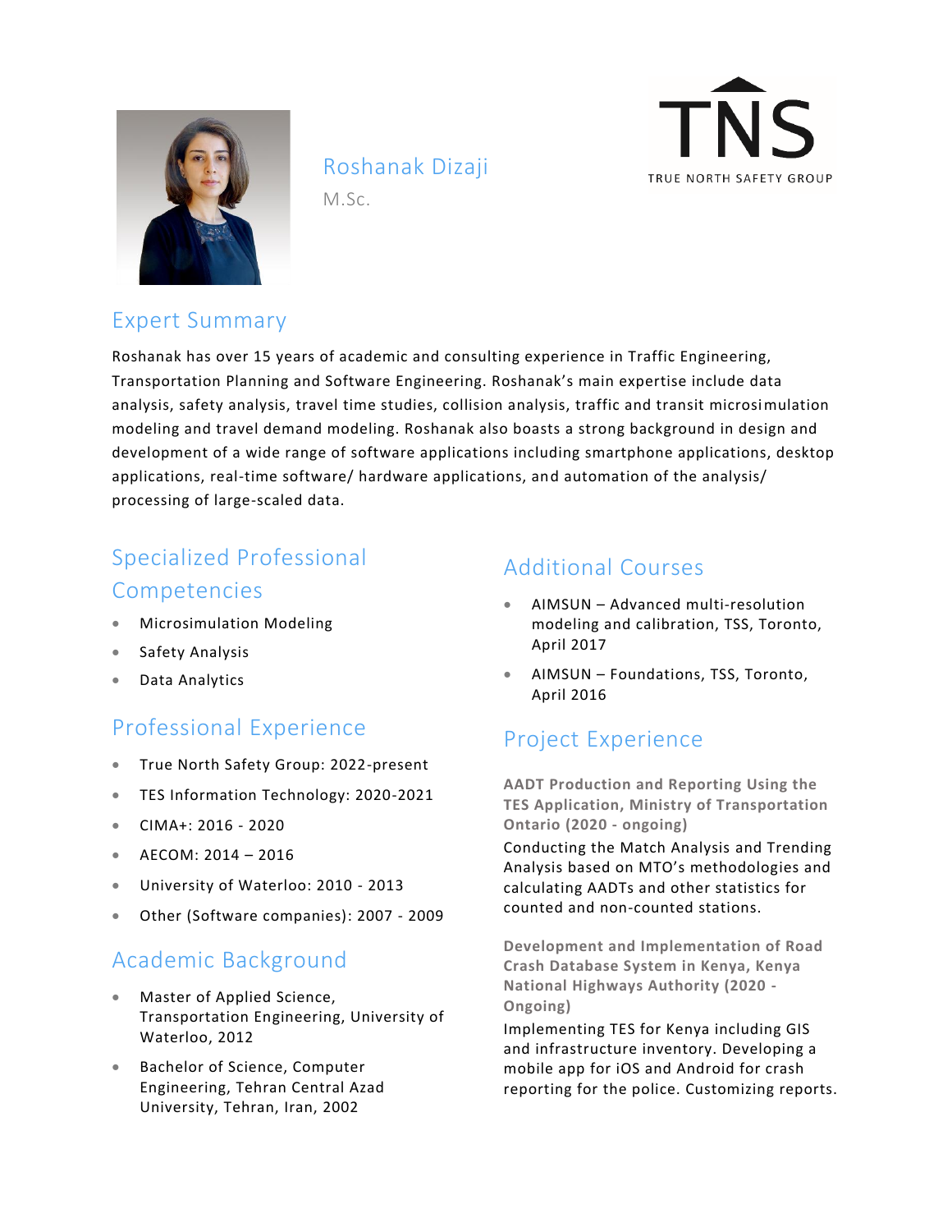# Roshanak Dizaji

M.Sc.

TNS
TRUE NORTH SAFETY GROUP

## Expert Summary

Roshanak has over 15 years of academic and consulting experience in Traffic Engineering, Transportation Planning and Software Engineering. Roshanak's main expertise include data analysis, safety analysis, travel time studies, collision analysis, traffic and transit microsimulation modeling and travel demand modeling. Roshanak also boasts a strong background in design and development of a wide range of software applications including smartphone applications, desktop applications, real-time software/ hardware applications, and automation of the analysis/ processing of large-scaled data.

## Specialized Professional Competencies

- Microsimulation Modeling
- Safety Analysis
- Data Analytics

## Professional Experience

- True North Safety Group: 2022-present
- TES Information Technology: 2020-2021
- CIMA+: 2016 - 2020
- AECOM: 2014 – 2016
- University of Waterloo: 2010 - 2013
- Other (Software companies): 2007 - 2009

## Academic Background

- Master of Applied Science, Transportation Engineering, University of Waterloo, 2012
- Bachelor of Science, Computer Engineering, Tehran Central Azad University, Tehran, Iran, 2002

## Additional Courses

- AIMSUN – Advanced multi-resolution modeling and calibration, TSS, Toronto, April 2017
- AIMSUN – Foundations, TSS, Toronto, April 2016

## Project Experience

**AADT Production and Reporting Using the TES Application, Ministry of Transportation Ontario (2020 - ongoing)**

Conducting the Match Analysis and Trending Analysis based on MTO's methodologies and calculating AADTs and other statistics for counted and non-counted stations.

**Development and Implementation of Road Crash Database System in Kenya, Kenya National Highways Authority (2020 - Ongoing)**

Implementing TES for Kenya including GIS and infrastructure inventory. Developing a mobile app for iOS and Android for crash reporting for the police. Customizing reports.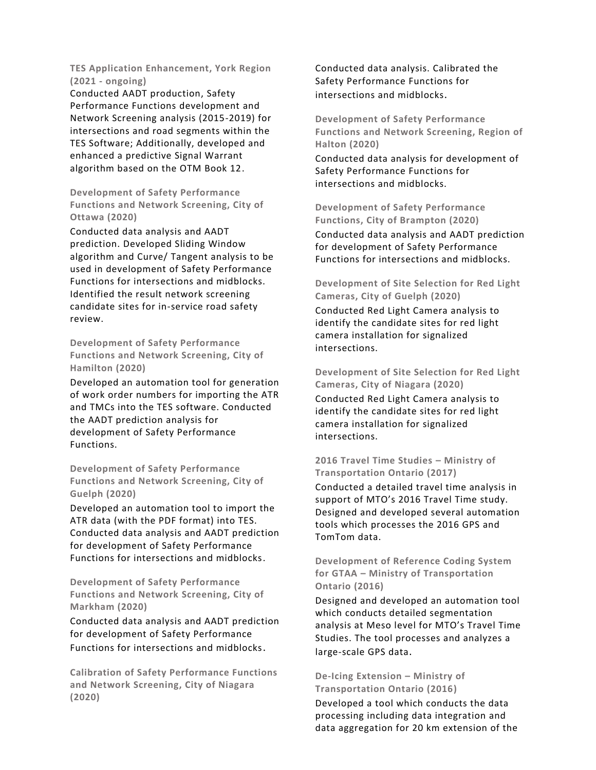**TES Application Enhancement, York Region (2021 - ongoing)**

Conducted AADT production, Safety Performance Functions development and Network Screening analysis (2015-2019) for intersections and road segments within the TES Software; Additionally, developed and enhanced a predictive Signal Warrant algorithm based on the OTM Book 12.

**Development of Safety Performance Functions and Network Screening, City of Ottawa (2020)**

Conducted data analysis and AADT prediction. Developed Sliding Window algorithm and Curve/ Tangent analysis to be used in development of Safety Performance Functions for intersections and midblocks. Identified the result network screening candidate sites for in-service road safety review.

**Development of Safety Performance Functions and Network Screening, City of Hamilton (2020)**

Developed an automation tool for generation of work order numbers for importing the ATR and TMCs into the TES software. Conducted the AADT prediction analysis for development of Safety Performance Functions.

**Development of Safety Performance Functions and Network Screening, City of Guelph (2020)**

Developed an automation tool to import the ATR data (with the PDF format) into TES. Conducted data analysis and AADT prediction for development of Safety Performance Functions for intersections and midblocks.

**Development of Safety Performance Functions and Network Screening, City of Markham (2020)**

Conducted data analysis and AADT prediction for development of Safety Performance Functions for intersections and midblocks.

**Calibration of Safety Performance Functions and Network Screening, City of Niagara (2020)**

Conducted data analysis. Calibrated the Safety Performance Functions for intersections and midblocks.

**Development of Safety Performance Functions and Network Screening, Region of Halton (2020)**

Conducted data analysis for development of Safety Performance Functions for intersections and midblocks.

**Development of Safety Performance Functions, City of Brampton (2020)**

Conducted data analysis and AADT prediction for development of Safety Performance Functions for intersections and midblocks.

**Development of Site Selection for Red Light Cameras, City of Guelph (2020)**

Conducted Red Light Camera analysis to identify the candidate sites for red light camera installation for signalized intersections.

**Development of Site Selection for Red Light Cameras, City of Niagara (2020)**

Conducted Red Light Camera analysis to identify the candidate sites for red light camera installation for signalized intersections.

**2016 Travel Time Studies – Ministry of Transportation Ontario (2017)**

Conducted a detailed travel time analysis in support of MTO's 2016 Travel Time study. Designed and developed several automation tools which processes the 2016 GPS and TomTom data.

**Development of Reference Coding System for GTAA – Ministry of Transportation Ontario (2016)**

Designed and developed an automation tool which conducts detailed segmentation analysis at Meso level for MTO's Travel Time Studies. The tool processes and analyzes a large-scale GPS data.

**De-Icing Extension – Ministry of Transportation Ontario (2016)**

Developed a tool which conducts the data processing including data integration and data aggregation for 20 km extension of the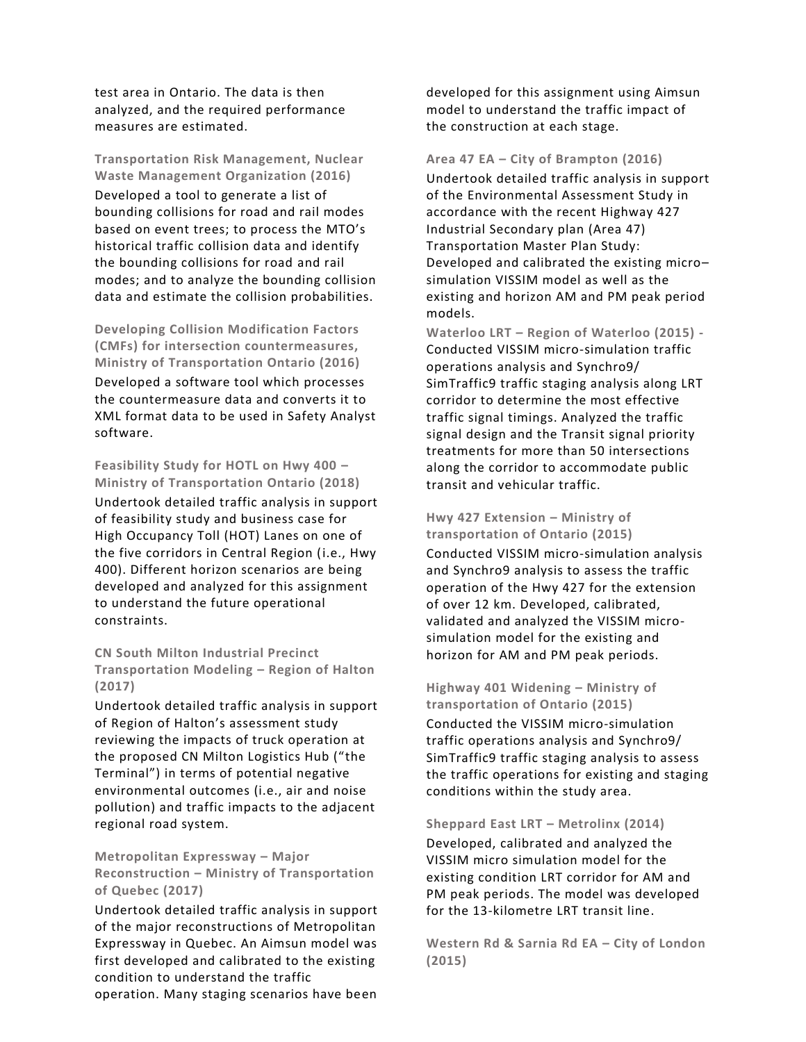test area in Ontario. The data is then analyzed, and the required performance measures are estimated.

**Transportation Risk Management, Nuclear Waste Management Organization (2016)**

Developed a tool to generate a list of bounding collisions for road and rail modes based on event trees; to process the MTO's historical traffic collision data and identify the bounding collisions for road and rail modes; and to analyze the bounding collision data and estimate the collision probabilities.

**Developing Collision Modification Factors (CMFs) for intersection countermeasures, Ministry of Transportation Ontario (2016)**

Developed a software tool which processes the countermeasure data and converts it to XML format data to be used in Safety Analyst software.

**Feasibility Study for HOTL on Hwy 400 – Ministry of Transportation Ontario (2018)**

Undertook detailed traffic analysis in support of feasibility study and business case for High Occupancy Toll (HOT) Lanes on one of the five corridors in Central Region (i.e., Hwy 400). Different horizon scenarios are being developed and analyzed for this assignment to understand the future operational constraints.

**CN South Milton Industrial Precinct Transportation Modeling – Region of Halton (2017)**

Undertook detailed traffic analysis in support of Region of Halton's assessment study reviewing the impacts of truck operation at the proposed CN Milton Logistics Hub ("the Terminal") in terms of potential negative environmental outcomes (i.e., air and noise pollution) and traffic impacts to the adjacent regional road system.

**Metropolitan Expressway – Major Reconstruction – Ministry of Transportation of Quebec (2017)**

Undertook detailed traffic analysis in support of the major reconstructions of Metropolitan Expressway in Quebec. An Aimsun model was first developed and calibrated to the existing condition to understand the traffic operation. Many staging scenarios have been developed for this assignment using Aimsun model to understand the traffic impact of the construction at each stage.

**Area 47 EA – City of Brampton (2016)**

Undertook detailed traffic analysis in support of the Environmental Assessment Study in accordance with the recent Highway 427 Industrial Secondary plan (Area 47) Transportation Master Plan Study: Developed and calibrated the existing micro–simulation VISSIM model as well as the existing and horizon AM and PM peak period models.

**Waterloo LRT – Region of Waterloo (2015) -** Conducted VISSIM micro-simulation traffic operations analysis and Synchro9/ SimTraffic9 traffic staging analysis along LRT corridor to determine the most effective traffic signal timings. Analyzed the traffic signal design and the Transit signal priority treatments for more than 50 intersections along the corridor to accommodate public transit and vehicular traffic.

**Hwy 427 Extension – Ministry of transportation of Ontario (2015)**

Conducted VISSIM micro-simulation analysis and Synchro9 analysis to assess the traffic operation of the Hwy 427 for the extension of over 12 km. Developed, calibrated, validated and analyzed the VISSIM micro-simulation model for the existing and horizon for AM and PM peak periods.

**Highway 401 Widening – Ministry of transportation of Ontario (2015)**

Conducted the VISSIM micro-simulation traffic operations analysis and Synchro9/ SimTraffic9 traffic staging analysis to assess the traffic operations for existing and staging conditions within the study area.

**Sheppard East LRT – Metrolinx (2014)**

Developed, calibrated and analyzed the VISSIM micro simulation model for the existing condition LRT corridor for AM and PM peak periods. The model was developed for the 13-kilometre LRT transit line.

**Western Rd & Sarnia Rd EA – City of London (2015)**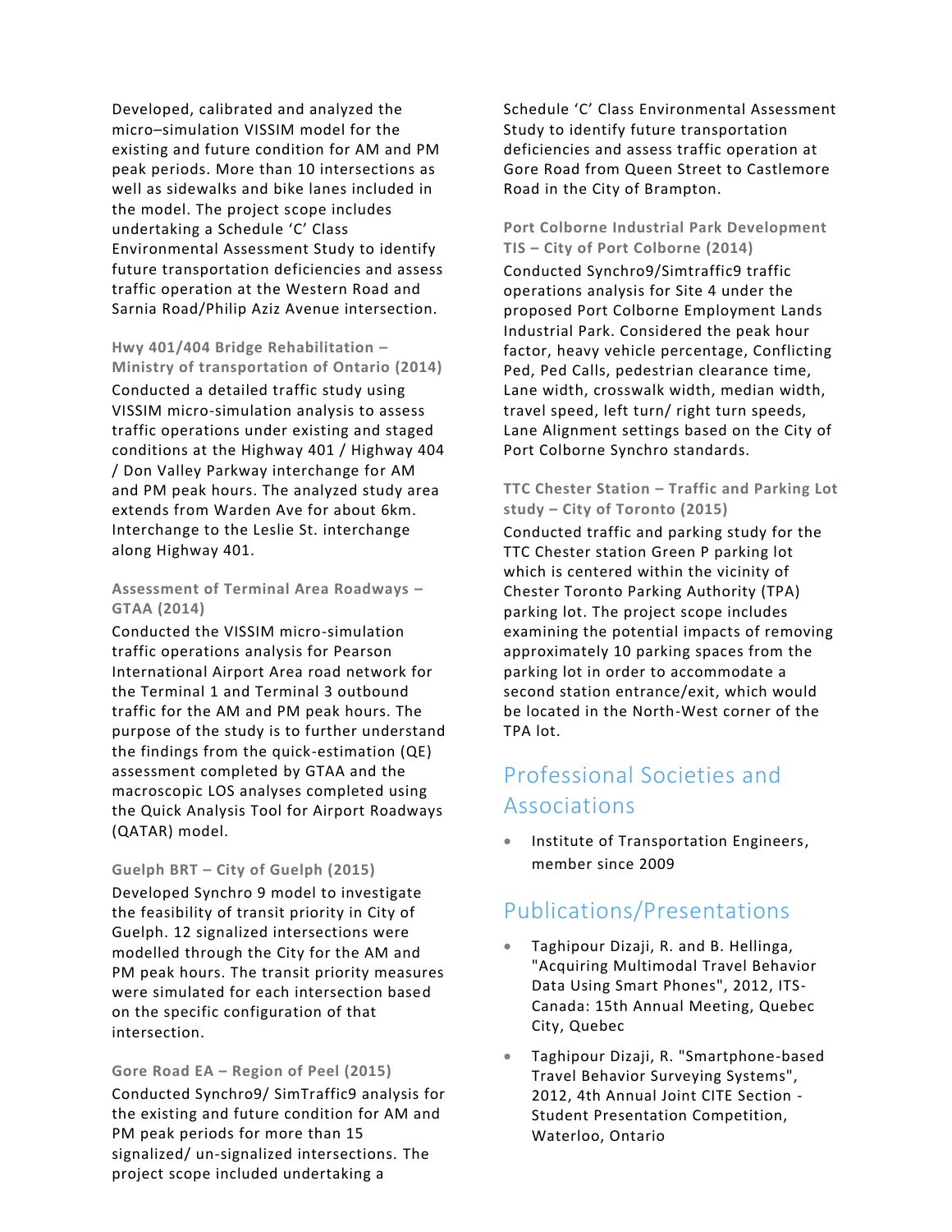Developed, calibrated and analyzed the micro–simulation VISSIM model for the existing and future condition for AM and PM peak periods. More than 10 intersections as well as sidewalks and bike lanes included in the model. The project scope includes undertaking a Schedule 'C' Class Environmental Assessment Study to identify future transportation deficiencies and assess traffic operation at the Western Road and Sarnia Road/Philip Aziz Avenue intersection.

### Hwy 401/404 Bridge Rehabilitation – Ministry of transportation of Ontario (2014)

Conducted a detailed traffic study using VISSIM micro-simulation analysis to assess traffic operations under existing and staged conditions at the Highway 401 / Highway 404 / Don Valley Parkway interchange for AM and PM peak hours. The analyzed study area extends from Warden Ave for about 6km. Interchange to the Leslie St. interchange along Highway 401.

### Assessment of Terminal Area Roadways – GTAA (2014)

Conducted the VISSIM micro-simulation traffic operations analysis for Pearson International Airport Area road network for the Terminal 1 and Terminal 3 outbound traffic for the AM and PM peak hours. The purpose of the study is to further understand the findings from the quick-estimation (QE) assessment completed by GTAA and the macroscopic LOS analyses completed using the Quick Analysis Tool for Airport Roadways (QATAR) model.

### Guelph BRT – City of Guelph (2015)

Developed Synchro 9 model to investigate the feasibility of transit priority in City of Guelph. 12 signalized intersections were modelled through the City for the AM and PM peak hours. The transit priority measures were simulated for each intersection based on the specific configuration of that intersection.

### Gore Road EA – Region of Peel (2015)

Conducted Synchro9/ SimTraffic9 analysis for the existing and future condition for AM and PM peak periods for more than 15 signalized/ un-signalized intersections. The project scope included undertaking a Schedule 'C' Class Environmental Assessment Study to identify future transportation deficiencies and assess traffic operation at Gore Road from Queen Street to Castlemore Road in the City of Brampton.

### Port Colborne Industrial Park Development TIS – City of Port Colborne (2014)

Conducted Synchro9/Simtraffic9 traffic operations analysis for Site 4 under the proposed Port Colborne Employment Lands Industrial Park. Considered the peak hour factor, heavy vehicle percentage, Conflicting Ped, Ped Calls, pedestrian clearance time, Lane width, crosswalk width, median width, travel speed, left turn/ right turn speeds, Lane Alignment settings based on the City of Port Colborne Synchro standards.

### TTC Chester Station – Traffic and Parking Lot study – City of Toronto (2015)

Conducted traffic and parking study for the TTC Chester station Green P parking lot which is centered within the vicinity of Chester Toronto Parking Authority (TPA) parking lot. The project scope includes examining the potential impacts of removing approximately 10 parking spaces from the parking lot in order to accommodate a second station entrance/exit, which would be located in the North-West corner of the TPA lot.

## Professional Societies and Associations

- Institute of Transportation Engineers, member since 2009

## Publications/Presentations

- Taghipour Dizaji, R. and B. Hellinga, "Acquiring Multimodal Travel Behavior Data Using Smart Phones", 2012, ITS-Canada: 15th Annual Meeting, Quebec City, Quebec
- Taghipour Dizaji, R. "Smartphone-based Travel Behavior Surveying Systems", 2012, 4th Annual Joint CITE Section - Student Presentation Competition, Waterloo, Ontario